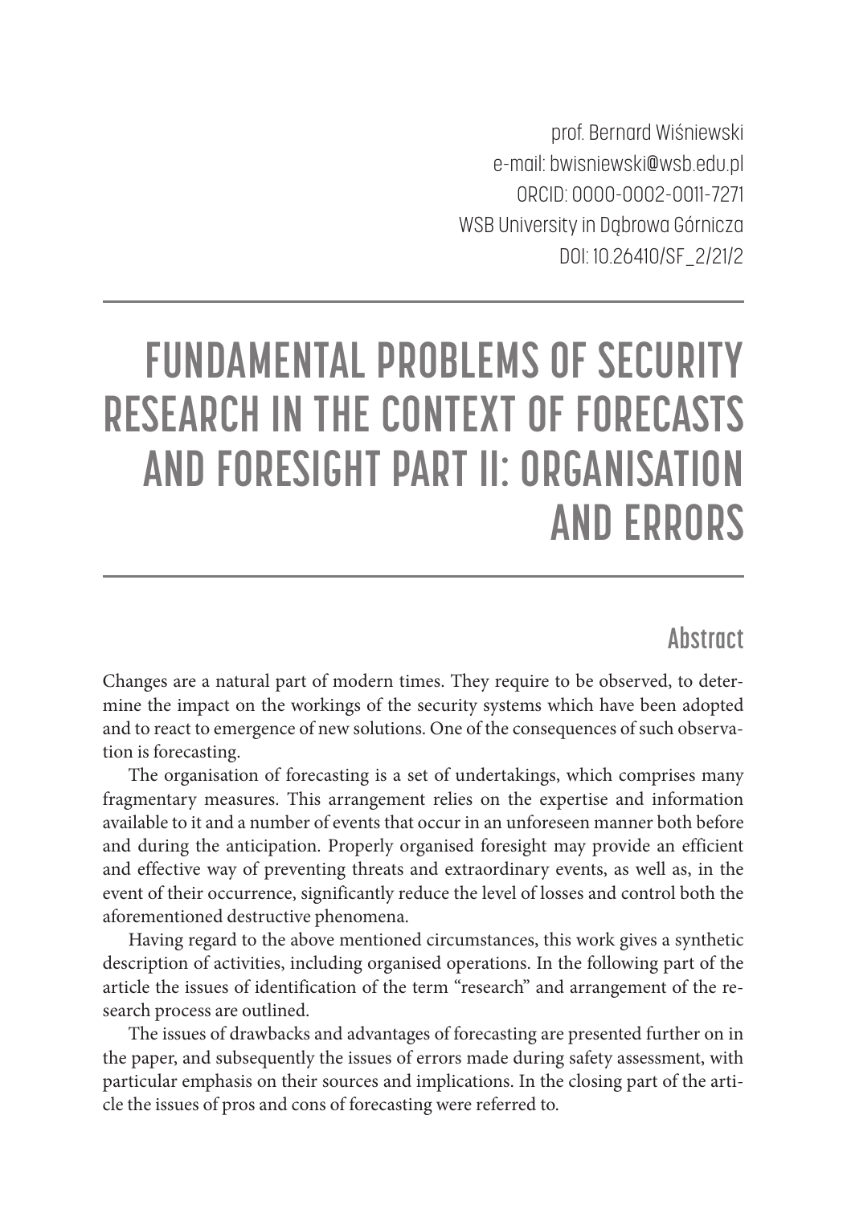prof. Bernard Wiśniewski
e-mail: bwisniewski@wsb.edu.pl
ORCID: 0000-0002-0011-7271
WSB University in Dąbrowa Górnicza
DOI: 10.26410/SF_2/21/2

# FUNDAMENTAL PROBLEMS OF SECURITY RESEARCH IN THE CONTEXT OF FORECASTS AND FORESIGHT PART II: ORGANISATION AND ERRORS

## Abstract

Changes are a natural part of modern times. They require to be observed, to determine the impact on the workings of the security systems which have been adopted and to react to emergence of new solutions. One of the consequences of such observation is forecasting.

The organisation of forecasting is a set of undertakings, which comprises many fragmentary measures. This arrangement relies on the expertise and information available to it and a number of events that occur in an unforeseen manner both before and during the anticipation. Properly organised foresight may provide an efficient and effective way of preventing threats and extraordinary events, as well as, in the event of their occurrence, significantly reduce the level of losses and control both the aforementioned destructive phenomena.

Having regard to the above mentioned circumstances, this work gives a synthetic description of activities, including organised operations. In the following part of the article the issues of identification of the term "research" and arrangement of the research process are outlined.

The issues of drawbacks and advantages of forecasting are presented further on in the paper, and subsequently the issues of errors made during safety assessment, with particular emphasis on their sources and implications. In the closing part of the article the issues of pros and cons of forecasting were referred to.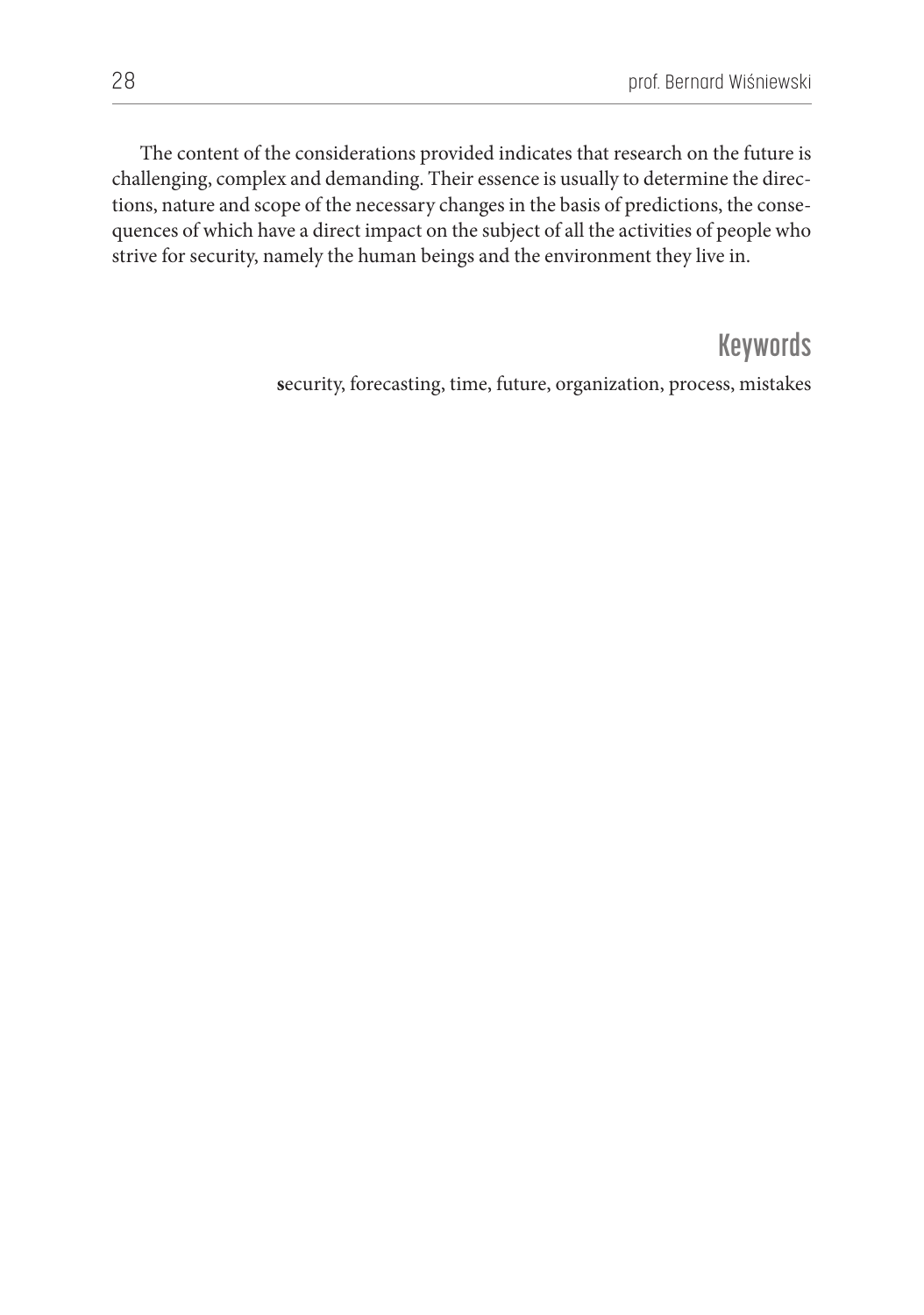The content of the considerations provided indicates that research on the future is challenging, complex and demanding. Their essence is usually to determine the directions, nature and scope of the necessary changes in the basis of predictions, the consequences of which have a direct impact on the subject of all the activities of people who strive for security, namely the human beings and the environment they live in.

## Keywords

**s**ecurity, forecasting, time, future, organization, process, mistakes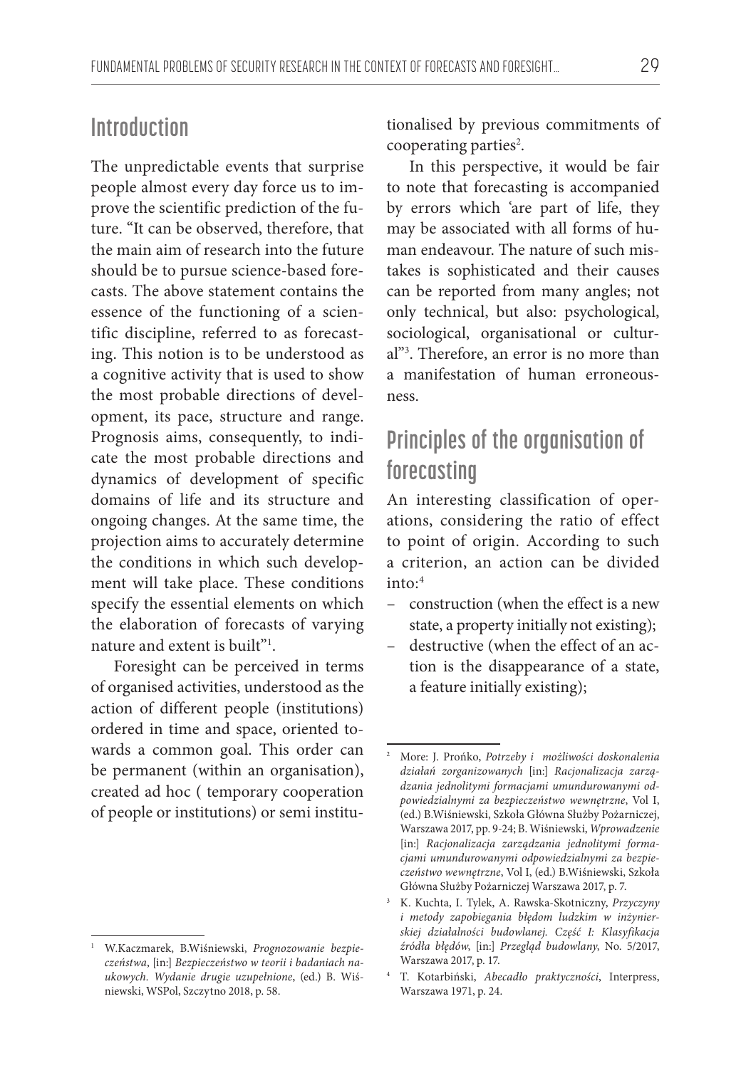## Introduction

The unpredictable events that surprise people almost every day force us to improve the scientific prediction of the future. "It can be observed, therefore, that the main aim of research into the future should be to pursue science-based forecasts. The above statement contains the essence of the functioning of a scientific discipline, referred to as forecasting. This notion is to be understood as a cognitive activity that is used to show the most probable directions of development, its pace, structure and range. Prognosis aims, consequently, to indicate the most probable directions and dynamics of development of specific domains of life and its structure and ongoing changes. At the same time, the projection aims to accurately determine the conditions in which such development will take place. These conditions specify the essential elements on which the elaboration of forecasts of varying nature and extent is built"[1].

Foresight can be perceived in terms of organised activities, understood as the action of different people (institutions) ordered in time and space, oriented towards a common goal. This order can be permanent (within an organisation), created ad hoc ( temporary cooperation of people or institutions) or semi institutionalised by previous commitments of cooperating parties[2].

In this perspective, it would be fair to note that forecasting is accompanied by errors which 'are part of life, they may be associated with all forms of human endeavour. The nature of such mistakes is sophisticated and their causes can be reported from many angles; not only technical, but also: psychological, sociological, organisational or cultural"[3]. Therefore, an error is no more than a manifestation of human erroneousness.

## Principles of the organisation of forecasting

An interesting classification of operations, considering the ratio of effect to point of origin. According to such a criterion, an action can be divided into:[4]

- construction (when the effect is a new state, a property initially not existing);
- destructive (when the effect of an action is the disappearance of a state, a feature initially existing);

---

[1] W.Kaczmarek, B.Wiśniewski, *Prognozowanie bezpieczeństwa*, [in:] *Bezpieczeństwo w teorii i badaniach naukowych. Wydanie drugie uzupełnione*, (ed.) B. Wiśniewski, WSPol, Szczytno 2018, p. 58.

[2] More: J. Prońko, *Potrzeby i możliwości doskonalenia działań zorganizowanych* [in:] *Racjonalizacja zarządzania jednolitymi formacjami umundurowanymi odpowiedzialnymi za bezpieczeństwo wewnętrzne*, Vol I, (ed.) B.Wiśniewski, Szkoła Główna Służby Pożarniczej, Warszawa 2017, pp. 9-24; B. Wiśniewski, *Wprowadzenie* [in:] *Racjonalizacja zarządzania jednolitymi formacjami umundurowanymi odpowiedzialnymi za bezpieczeństwo wewnętrzne*, Vol I, (ed.) B.Wiśniewski, Szkoła Główna Służby Pożarniczej Warszawa 2017, p. 7.

[3] K. Kuchta, I. Tylek, A. Rawska-Skotniczny, *Przyczyny i metody zapobiegania błędom ludzkim w inżynierskiej działalności budowlanej. Część I: Klasyfikacja źródła błędów*, [in:] *Przegląd budowlany*, No. 5/2017, Warszawa 2017, p. 17.

[4] T. Kotarbiński, *Abecadło praktyczności*, Interpress, Warszawa 1971, p. 24.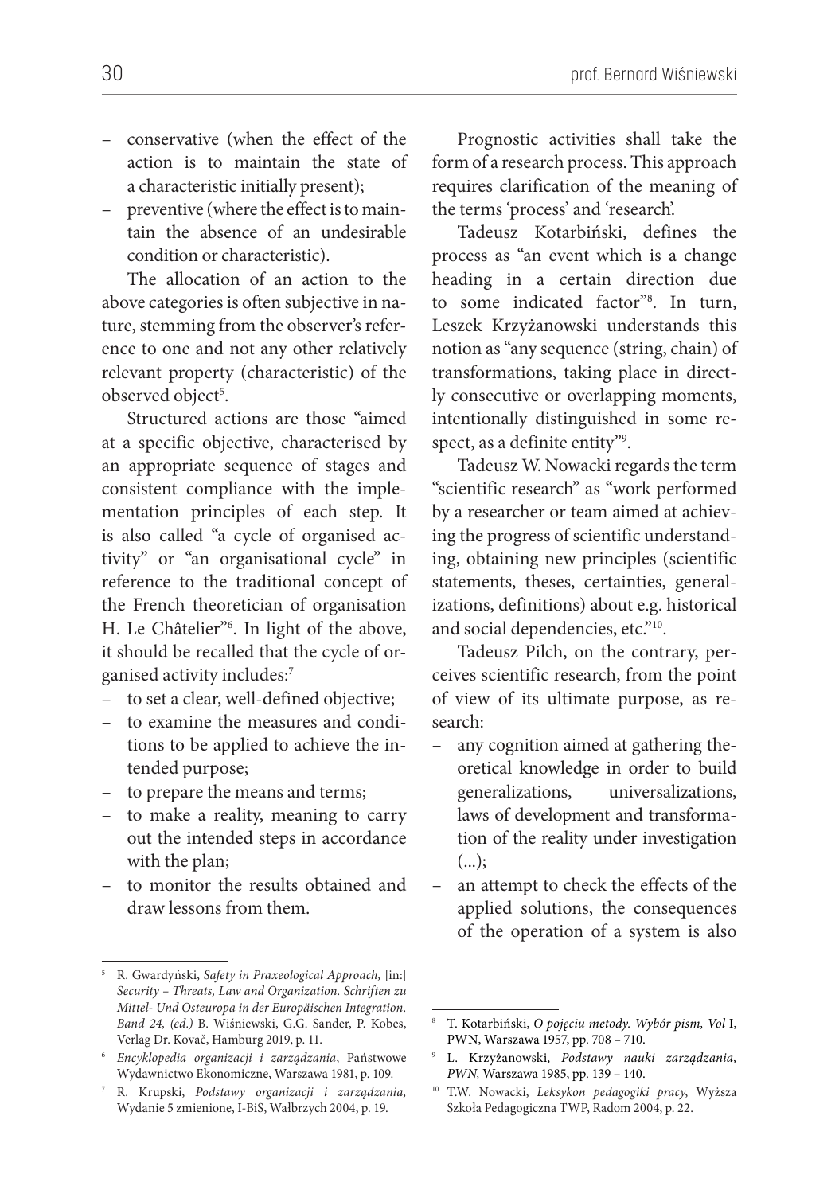- conservative (when the effect of the action is to maintain the state of a characteristic initially present);
- preventive (where the effect is to maintain the absence of an undesirable condition or characteristic).

The allocation of an action to the above categories is often subjective in nature, stemming from the observer's reference to one and not any other relatively relevant property (characteristic) of the observed object[5].

Structured actions are those "aimed at a specific objective, characterised by an appropriate sequence of stages and consistent compliance with the implementation principles of each step. It is also called "a cycle of organised activity" or "an organisational cycle" in reference to the traditional concept of the French theoretician of organisation H. Le Châtelier"[6]. In light of the above, it should be recalled that the cycle of organised activity includes:[7]

- to set a clear, well-defined objective;
- to examine the measures and conditions to be applied to achieve the intended purpose;
- to prepare the means and terms;
- to make a reality, meaning to carry out the intended steps in accordance with the plan;
- to monitor the results obtained and draw lessons from them.

Prognostic activities shall take the form of a research process. This approach requires clarification of the meaning of the terms 'process' and 'research'.

Tadeusz Kotarbiński, defines the process as "an event which is a change heading in a certain direction due to some indicated factor"[8]. In turn, Leszek Krzyżanowski understands this notion as "any sequence (string, chain) of transformations, taking place in directly consecutive or overlapping moments, intentionally distinguished in some respect, as a definite entity"[9].

Tadeusz W. Nowacki regards the term "scientific research" as "work performed by a researcher or team aimed at achieving the progress of scientific understanding, obtaining new principles (scientific statements, theses, certainties, generalizations, definitions) about e.g. historical and social dependencies, etc."[10].

Tadeusz Pilch, on the contrary, perceives scientific research, from the point of view of its ultimate purpose, as research:

- any cognition aimed at gathering theoretical knowledge in order to build generalizations, universalizations, laws of development and transformation of the reality under investigation (...);
- an attempt to check the effects of the applied solutions, the consequences of the operation of a system is also

---

[5] R. Gwardyński, *Safety in Praxeological Approach,* [in:] *Security – Threats, Law and Organization. Schriften zu Mittel- Und Osteuropa in der Europäischen Integration. Band 24, (ed.)* B. Wiśniewski, G.G. Sander, P. Kobes, Verlag Dr. Kovač, Hamburg 2019, p. 11.

[6] *Encyklopedia organizacji i zarządzania*, Państwowe Wydawnictwo Ekonomiczne, Warszawa 1981, p. 109.

[7] R. Krupski, *Podstawy organizacji i zarządzania,* Wydanie 5 zmienione, I-BiS, Wałbrzych 2004, p. 19.

[8] T. Kotarbiński, *O pojęciu metody. Wybór pism, Vol* I, PWN, Warszawa 1957, pp. 708 – 710.

[9] L. Krzyżanowski, *Podstawy nauki zarządzania, PWN,* Warszawa 1985, pp. 139 – 140.

[10] T.W. Nowacki, *Leksykon pedagogiki pracy*, Wyższa Szkoła Pedagogiczna TWP, Radom 2004, p. 22.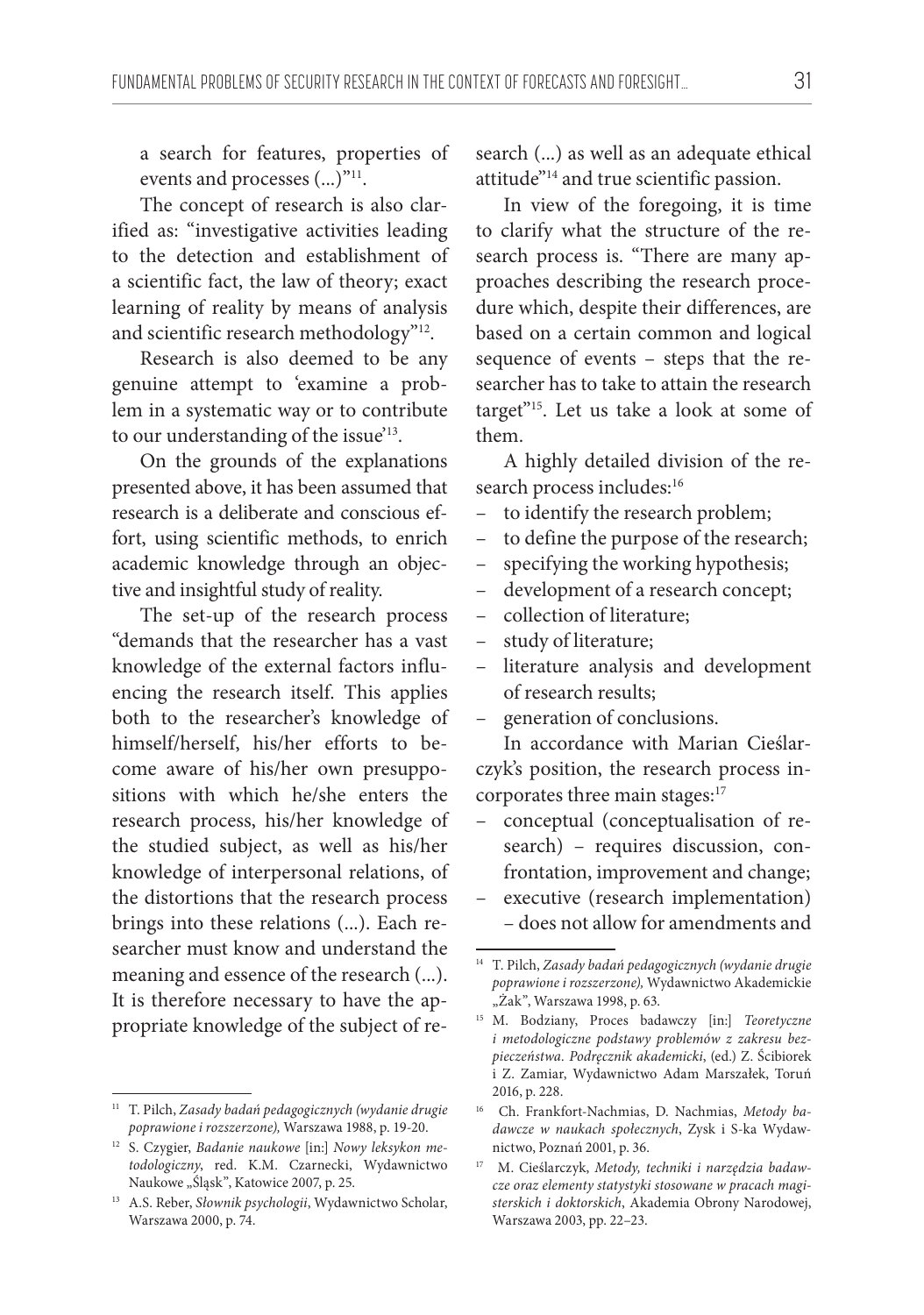a search for features, properties of events and processes (...)"[11].

The concept of research is also clarified as: "investigative activities leading to the detection and establishment of a scientific fact, the law of theory; exact learning of reality by means of analysis and scientific research methodology"[12].

Research is also deemed to be any genuine attempt to 'examine a problem in a systematic way or to contribute to our understanding of the issue'[13].

On the grounds of the explanations presented above, it has been assumed that research is a deliberate and conscious effort, using scientific methods, to enrich academic knowledge through an objective and insightful study of reality.

The set-up of the research process "demands that the researcher has a vast knowledge of the external factors influencing the research itself. This applies both to the researcher's knowledge of himself/herself, his/her efforts to become aware of his/her own presuppositions with which he/she enters the research process, his/her knowledge of the studied subject, as well as his/her knowledge of interpersonal relations, of the distortions that the research process brings into these relations (...). Each researcher must know and understand the meaning and essence of the research (...). It is therefore necessary to have the appropriate knowledge of the subject of research (...) as well as an adequate ethical attitude"[14] and true scientific passion.

In view of the foregoing, it is time to clarify what the structure of the research process is. "There are many approaches describing the research procedure which, despite their differences, are based on a certain common and logical sequence of events – steps that the researcher has to take to attain the research target"[15]. Let us take a look at some of them.

A highly detailed division of the research process includes:[16]

- to identify the research problem;
- to define the purpose of the research;
- specifying the working hypothesis;
- development of a research concept;
- collection of literature;
- study of literature;
- literature analysis and development of research results;
- generation of conclusions.

In accordance with Marian Cieślarczyk's position, the research process incorporates three main stages:[17]

- conceptual (conceptualisation of research) – requires discussion, confrontation, improvement and change;
- executive (research implementation) – does not allow for amendments and

---

[11] T. Pilch, *Zasady badań pedagogicznych (wydanie drugie poprawione i rozszerzone),* Warszawa 1988, p. 19-20.

[12] S. Czygier, *Badanie naukowe* [in:] *Nowy leksykon metodologiczny*, red. K.M. Czarnecki, Wydawnictwo Naukowe „Śląsk", Katowice 2007, p. 25.

[13] A.S. Reber, *Słownik psychologii*, Wydawnictwo Scholar, Warszawa 2000, p. 74.

[14] T. Pilch, *Zasady badań pedagogicznych (wydanie drugie poprawione i rozszerzone),* Wydawnictwo Akademickie „Zak", Warszawa 1998, p. 63.

[15] M. Bodziany, Proces badawczy [in:] *Teoretyczne i metodologiczne podstawy problemów z zakresu bezpieczeństwa. Podręcznik akademicki*, (ed.) Z. Ściborek i Z. Zamiar, Wydawnictwo Adam Marszałek, Toruń 2016, p. 228.

[16] Ch. Frankfort-Nachmias, D. Nachmias, *Metody badawcze w naukach społecznych*, Zysk i S-ka Wydawnictwo, Poznań 2001, p. 36.

[17] M. Cieślarczyk, *Metody, techniki i narzędzia badawcze oraz elementy statystyki stosowane w pracach magisterskich i doktorskich*, Akademia Obrony Narodowej, Warszawa 2003, pp. 22–23.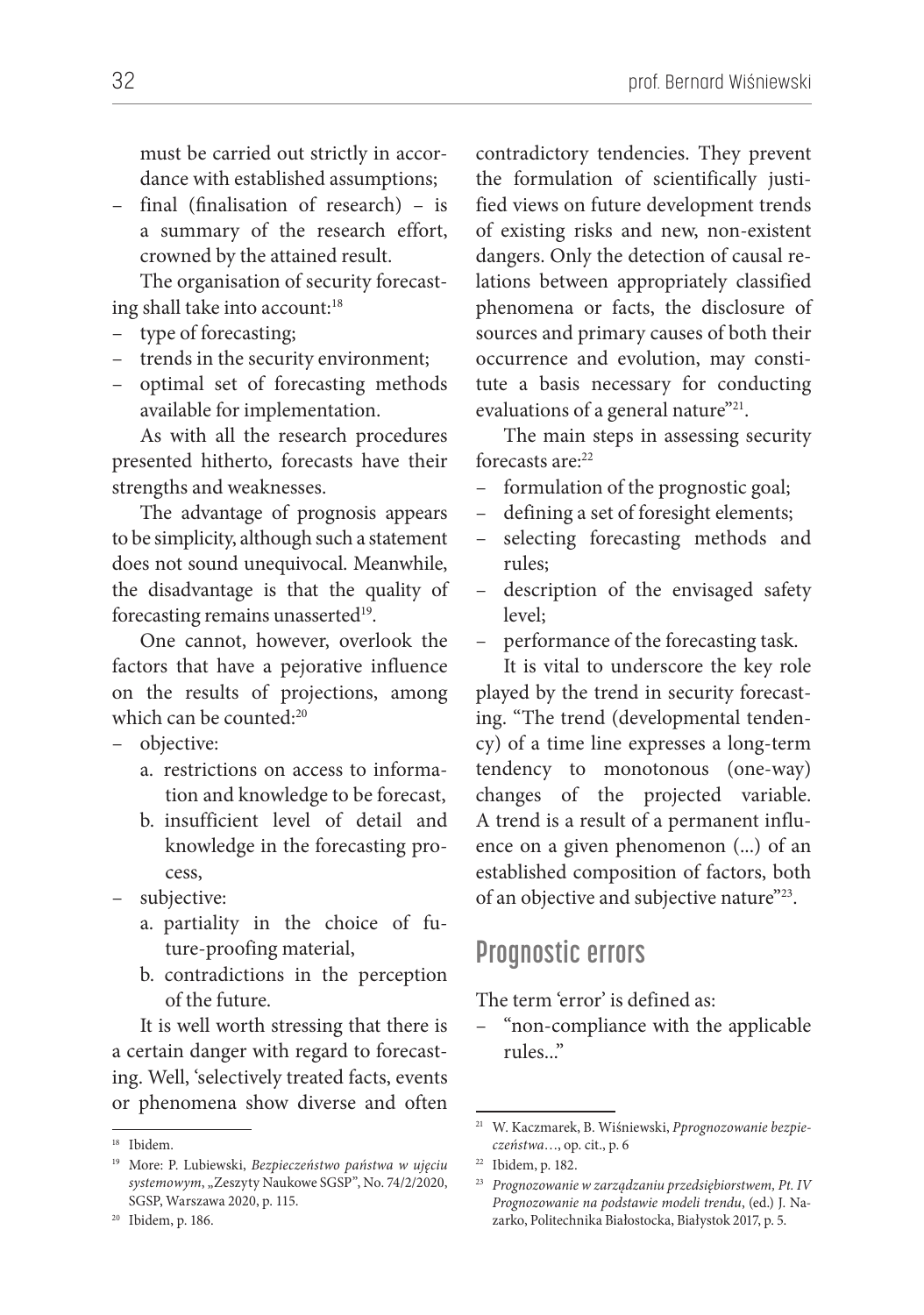must be carried out strictly in accordance with established assumptions;
- final (finalisation of research) – is a summary of the research effort, crowned by the attained result.

The organisation of security forecasting shall take into account:[18]

- type of forecasting;
- trends in the security environment;
- optimal set of forecasting methods available for implementation.

As with all the research procedures presented hitherto, forecasts have their strengths and weaknesses.

The advantage of prognosis appears to be simplicity, although such a statement does not sound unequivocal. Meanwhile, the disadvantage is that the quality of forecasting remains unasserted[19].

One cannot, however, overlook the factors that have a pejorative influence on the results of projections, among which can be counted:[20]

- objective:
    a. restrictions on access to information and knowledge to be forecast,
    b. insufficient level of detail and knowledge in the forecasting process,
- subjective:
    a. partiality in the choice of future-proofing material,
    b. contradictions in the perception of the future.

It is well worth stressing that there is a certain danger with regard to forecasting. Well, 'selectively treated facts, events or phenomena show diverse and often contradictory tendencies. They prevent the formulation of scientifically justified views on future development trends of existing risks and new, non-existent dangers. Only the detection of causal relations between appropriately classified phenomena or facts, the disclosure of sources and primary causes of both their occurrence and evolution, may constitute a basis necessary for conducting evaluations of a general nature"[21].

The main steps in assessing security forecasts are:[22]

- formulation of the prognostic goal;
- defining a set of foresight elements;
- selecting forecasting methods and rules;
- description of the envisaged safety level;
- performance of the forecasting task.

It is vital to underscore the key role played by the trend in security forecasting. "The trend (developmental tendency) of a time line expresses a long-term tendency to monotonous (one-way) changes of the projected variable. A trend is a result of a permanent influence on a given phenomenon (...) of an established composition of factors, both of an objective and subjective nature"[23].

## Prognostic errors

The term 'error' is defined as:

- "non-compliance with the applicable rules..."

---

[18] Ibidem.

[19] More: P. Lubiewski, *Bezpieczeństwo państwa w ujęciu systemowym*, „Zeszyty Naukowe SGSP", No. 74/2/2020, SGSP, Warszawa 2020, p. 115.

[20] Ibidem, p. 186.

[21] W. Kaczmarek, B. Wiśniewski, *Pprognozowanie bezpieczeństwa*…, op. cit., p. 6

[22] Ibidem, p. 182.

[23] *Prognozowanie w zarządzaniu przedsiębiorstwem, Pt. IV Prognozowanie na podstawie modeli trendu*, (ed.) J. Nazarko, Politechnika Białostocka, Białystok 2017, p. 5.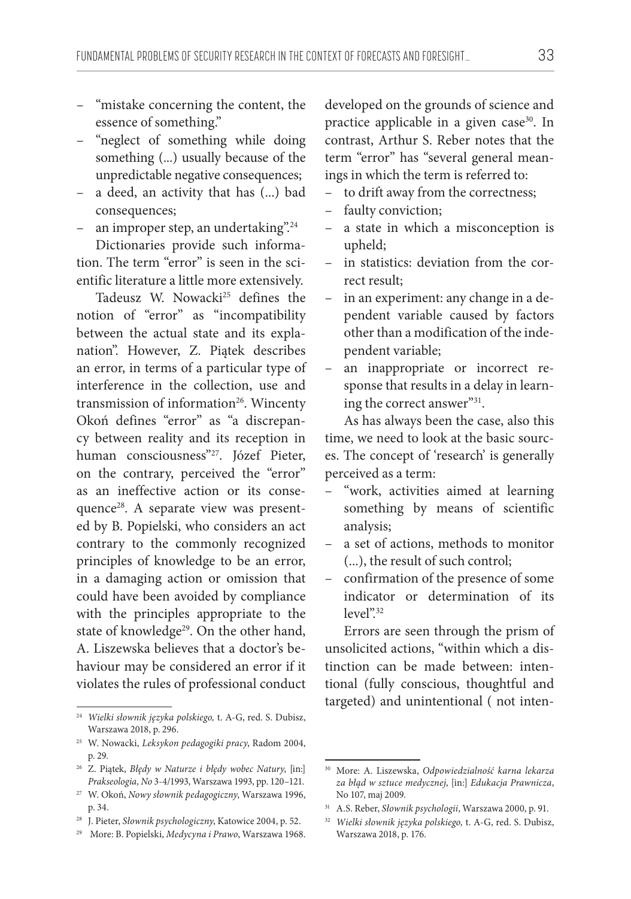- "mistake concerning the content, the essence of something."
- "neglect of something while doing something (...) usually because of the unpredictable negative consequences;
- a deed, an activity that has (...) bad consequences;
- an improper step, an undertaking".[24]

Dictionaries provide such information. The term "error" is seen in the scientific literature a little more extensively.

Tadeusz W. Nowacki[25] defines the notion of "error" as "incompatibility between the actual state and its explanation". However, Z. Piątek describes an error, in terms of a particular type of interference in the collection, use and transmission of information[26]. Wincenty Okoń defines "error" as "a discrepancy between reality and its reception in human consciousness"[27]. Józef Pieter, on the contrary, perceived the "error" as an ineffective action or its consequence[28]. A separate view was presented by B. Popielski, who considers an act contrary to the commonly recognized principles of knowledge to be an error, in a damaging action or omission that could have been avoided by compliance with the principles appropriate to the state of knowledge[29]. On the other hand, A. Liszewska believes that a doctor's behaviour may be considered an error if it violates the rules of professional conduct developed on the grounds of science and practice applicable in a given case[30]. In contrast, Arthur S. Reber notes that the term "error" has "several general meanings in which the term is referred to:

- to drift away from the correctness;
- faulty conviction;
- a state in which a misconception is upheld;
- in statistics: deviation from the correct result;
- in an experiment: any change in a dependent variable caused by factors other than a modification of the independent variable;
- an inappropriate or incorrect response that results in a delay in learning the correct answer"[31].

As has always been the case, also this time, we need to look at the basic sources. The concept of 'research' is generally perceived as a term:

- "work, activities aimed at learning something by means of scientific analysis;
- a set of actions, methods to monitor (...), the result of such control;
- confirmation of the presence of some indicator or determination of its level".[32]

Errors are seen through the prism of unsolicited actions, "within which a distinction can be made between: intentional (fully conscious, thoughtful and targeted) and unintentional ( not inten-

---

[24] *Wielki słownik języka polskiego,* t. A-G, red. S. Dubisz, Warszawa 2018, p. 296.

[25] W. Nowacki, *Leksykon pedagogiki pracy*, Radom 2004, p. 29.

[26] Z. Piątek, *Błędy w Naturze i błędy wobec Natury*, [in:] *Prakseologia, No* 3-4/1993, Warszawa 1993, pp. 120–121.

[27] W. Okoń, *Nowy słownik pedagogiczny*, Warszawa 1996, p. 34.

[28] J. Pieter, *Słownik psychologiczny*, Katowice 2004, p. 52.

[29] More: B. Popielski, *Medycyna i Prawo*, Warszawa 1968.

[30] More: A. Liszewska, *Odpowiedzialność karna lekarza za błąd w sztuce medycznej*, [in:] *Edukacja Prawnicza*, No 107, maj 2009.

[31] A.S. Reber, *Słownik psychologii*, Warszawa 2000, p. 91.

[32] *Wielki słownik języka polskiego,* t. A-G, red. S. Dubisz, Warszawa 2018, p. 176.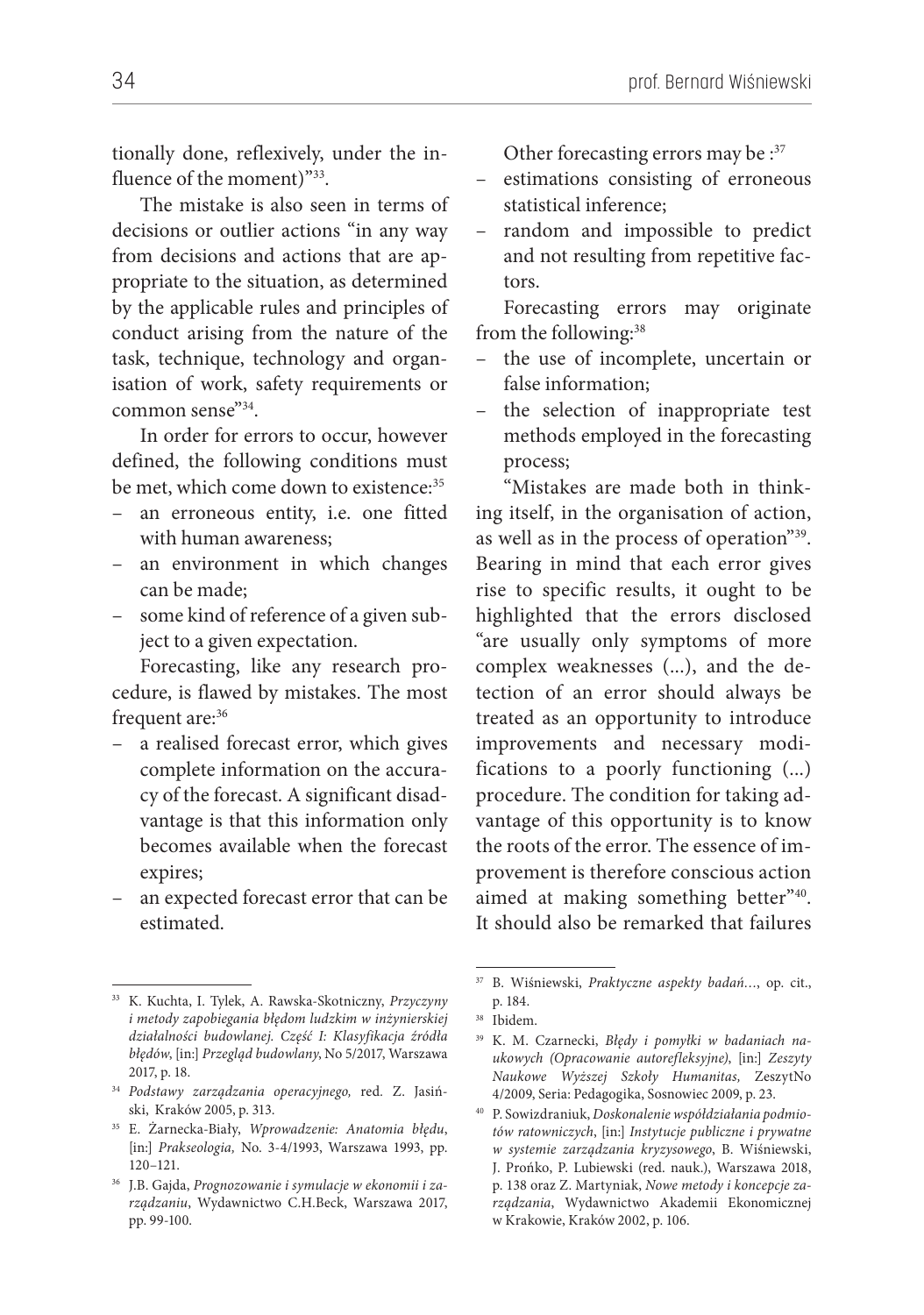tionally done, reflexively, under the influence of the moment)"[33].

The mistake is also seen in terms of decisions or outlier actions "in any way from decisions and actions that are appropriate to the situation, as determined by the applicable rules and principles of conduct arising from the nature of the task, technique, technology and organisation of work, safety requirements or common sense"[34].

In order for errors to occur, however defined, the following conditions must be met, which come down to existence:[35]

- an erroneous entity, i.e. one fitted with human awareness;
- an environment in which changes can be made;
- some kind of reference of a given subject to a given expectation.

Forecasting, like any research procedure, is flawed by mistakes. The most frequent are:[36]

- a realised forecast error, which gives complete information on the accuracy of the forecast. A significant disadvantage is that this information only becomes available when the forecast expires;
- an expected forecast error that can be estimated.

Other forecasting errors may be :[37]

- estimations consisting of erroneous statistical inference;
- random and impossible to predict and not resulting from repetitive factors.

Forecasting errors may originate from the following:[38]

- the use of incomplete, uncertain or false information;
- the selection of inappropriate test methods employed in the forecasting process;

"Mistakes are made both in thinking itself, in the organisation of action, as well as in the process of operation"[39]. Bearing in mind that each error gives rise to specific results, it ought to be highlighted that the errors disclosed "are usually only symptoms of more complex weaknesses (...), and the detection of an error should always be treated as an opportunity to introduce improvements and necessary modifications to a poorly functioning (...) procedure. The condition for taking advantage of this opportunity is to know the roots of the error. The essence of improvement is therefore conscious action aimed at making something better"[40]. It should also be remarked that failures

---

[33] K. Kuchta, I. Tylek, A. Rawska-Skotniczny, *Przyczyny i metody zapobiegania błędom ludzkim w inżynierskiej działalności budowlanej. Część I: Klasyfikacja źródła błędów*, [in:] *Przegląd budowlany*, No 5/2017, Warszawa 2017, p. 18.

[34] *Podstawy zarządzania operacyjnego,* red. Z. Jasiński, Kraków 2005, p. 313.

[35] E. Żarnecka-Biały, *Wprowadzenie: Anatomia błędu*, [in:] *Prakseologia,* No. 3-4/1993, Warszawa 1993, pp. 120–121.

[36] J.B. Gajda, *Prognozowanie i symulacje w ekonomii i zarządzaniu*, Wydawnictwo C.H.Beck, Warszawa 2017, pp. 99-100.

[37] B. Wiśniewski, *Praktyczne aspekty badań…*, op. cit., p. 184.

[38] Ibidem.

[39] K. M. Czarnecki, *Błędy i pomyłki w badaniach naukowych (Opracowanie autorefleksyjne)*, [in:] *Zeszyty Naukowe Wyższej Szkoły Humanitas,* ZeszytNo 4/2009, Seria: Pedagogika, Sosnowiec 2009, p. 23.

[40] P. Sowizdraniuk, *Doskonalenie współdziałania podmiotów ratowniczych*, [in:] *Instytucje publiczne i prywatne w systemie zarządzania kryzysowego*, B. Wiśniewski, J. Prońko, P. Lubiewski (red. nauk.), Warszawa 2018, p. 138 oraz Z. Martyniak, *Nowe metody i koncepcje zarządzania*, Wydawnictwo Akademii Ekonomicznej w Krakowie, Kraków 2002, p. 106.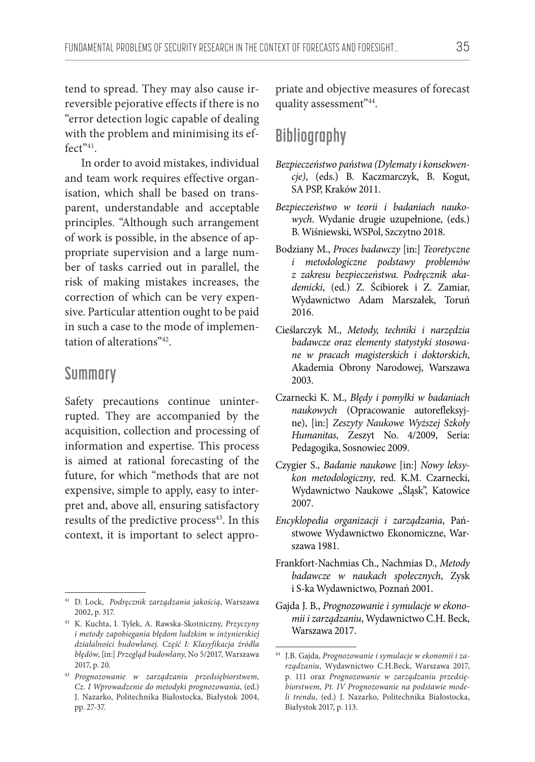tend to spread. They may also cause irreversible pejorative effects if there is no "error detection logic capable of dealing with the problem and minimising its effect"[41].

In order to avoid mistakes, individual and team work requires effective organisation, which shall be based on transparent, understandable and acceptable principles. "Although such arrangement of work is possible, in the absence of appropriate supervision and a large number of tasks carried out in parallel, the risk of making mistakes increases, the correction of which can be very expensive. Particular attention ought to be paid in such a case to the mode of implementation of alterations"[42].

## Summary

Safety precautions continue uninterrupted. They are accompanied by the acquisition, collection and processing of information and expertise. This process is aimed at rational forecasting of the future, for which "methods that are not expensive, simple to apply, easy to interpret and, above all, ensuring satisfactory results of the predictive process[43]. In this context, it is important to select appropriate and objective measures of forecast quality assessment"[44].

## Bibliography

*Bezpieczeństwo państwa (Dylematy i konsekwencje)*, (eds.) B. Kaczmarczyk, B. Kogut, SA PSP, Kraków 2011.

*Bezpieczeństwo w teorii i badaniach naukowych*. Wydanie drugie uzupełnione, (eds.) B. Wiśniewski, WSPol, Szczytno 2018.

Bodziany M., *Proces badawczy* [in:] *Teoretyczne i metodologiczne podstawy problemów z zakresu bezpieczeństwa. Podręcznik akademicki*, (ed.) Z. Ścibiorek i Z. Zamiar, Wydawnictwo Adam Marszałek, Toruń 2016.

Cieślarczyk M., *Metody, techniki i narzędzia badawcze oraz elementy statystyki stosowane w pracach magisterskich i doktorskich*, Akademia Obrony Narodowej, Warszawa 2003.

Czarnecki K. M., *Błędy i pomyłki w badaniach naukowych* (Opracowanie autorefleksyjne), [in:] *Zeszyty Naukowe Wyższej Szkoły Humanitas*, Zeszyt No. 4/2009, Seria: Pedagogika, Sosnowiec 2009.

Czygier S., *Badanie naukowe* [in:] *Nowy leksykon metodologiczny*, red. K.M. Czarnecki, Wydawnictwo Naukowe „Śląsk", Katowice 2007.

*Encyklopedia organizacji i zarządzania*, Państwowe Wydawnictwo Ekonomiczne, Warszawa 1981.

Frankfort-Nachmias Ch., Nachmias D., *Metody badawcze w naukach społecznych*, Zysk i S-ka Wydawnictwo, Poznań 2001.

Gajda J. B., *Prognozowanie i symulacje w ekonomii i zarządzaniu*, Wydawnictwo C.H. Beck, Warszawa 2017.

---

[41] D. Lock, *Podręcznik zarządzania jakością*, Warszawa 2002, p. 317.

[42] K. Kuchta, I. Tylek, A. Rawska-Skotniczny, *Przyczyny i metody zapobiegania błędom ludzkim w inżynierskiej działalności budowlanej. Część I: Klasyfikacja źródła błędów*, [in:] *Przegląd budowlany*, No 5/2017, Warszawa 2017, p. 20.

[43] *Prognozowanie w zarządzaniu przedsiębiorstwem, Cz. I Wprowadzenie do metodyki prognozowania*, (ed.) J. Nazarko, Politechnika Białostocka, Białystok 2004, pp. 27-37.

[44] J.B. Gajda, *Prognozowanie i symulacje w ekonomii i zarządzaniu*, Wydawnictwo C.H.Beck, Warszawa 2017, p. 111 oraz *Prognozowanie w zarządzaniu przedsiębiorstwem, Pt. IV Prognozowanie na podstawie modeli trendu*, (ed.) J. Nazarko, Politechnika Białostocka, Białystok 2017, p. 113.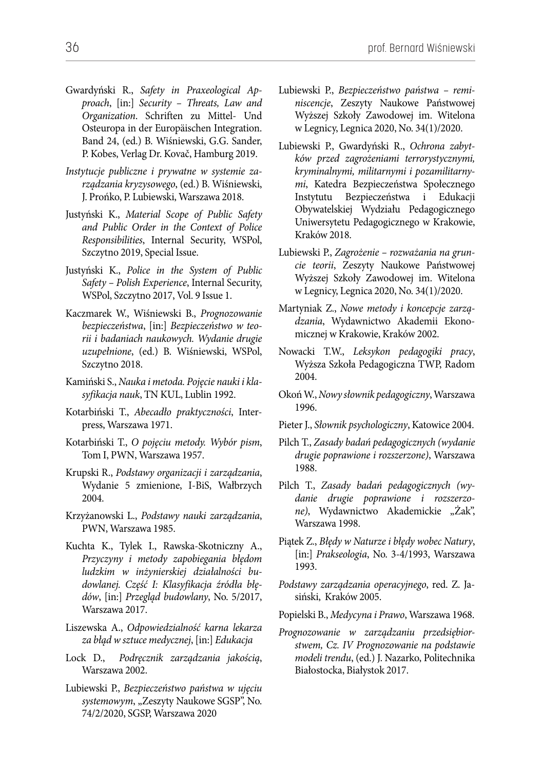Gwardyński R., *Safety in Praxeological Approach*, [in:] *Security – Threats, Law and Organization*. Schriften zu Mittel- Und Osteuropa in der Europäischen Integration. Band 24, (ed.) B. Wiśniewski, G.G. Sander, P. Kobes, Verlag Dr. Kovač, Hamburg 2019.

*Instytucje publiczne i prywatne w systemie zarządzania kryzysowego*, (ed.) B. Wiśniewski, J. Prońko, P. Lubiewski, Warszawa 2018.

Justyński K., *Material Scope of Public Safety and Public Order in the Context of Police Responsibilities*, Internal Security, WSPol, Szczytno 2019, Special Issue.

Justyński K., *Police in the System of Public Safety – Polish Experience*, Internal Security, WSPol, Szczytno 2017, Vol. 9 Issue 1.

Kaczmarek W., Wiśniewski B., *Prognozowanie bezpieczeństwa*, [in:] *Bezpieczeństwo w teorii i badaniach naukowych. Wydanie drugie uzupełnione*, (ed.) B. Wiśniewski, WSPol, Szczytno 2018.

Kamiński S., *Nauka i metoda. Pojęcie nauki i klasyfikacja nauk*, TN KUL, Lublin 1992.

Kotarbiński T., *Abecadło praktyczności*, Interpress, Warszawa 1971.

Kotarbiński T., *O pojęciu metody. Wybór pism*, Tom I, PWN, Warszawa 1957.

Krupski R., *Podstawy organizacji i zarządzania*, Wydanie 5 zmienione, I-BiS, Wałbrzych 2004.

Krzyżanowski L., *Podstawy nauki zarządzania*, PWN, Warszawa 1985.

Kuchta K., Tylek I., Rawska-Skotniczny A., *Przyczyny i metody zapobiegania błędom ludzkim w inżynierskiej działalności budowlanej. Część I: Klasyfikacja źródła błędów*, [in:] *Przegląd budowlany*, No. 5/2017, Warszawa 2017.

Liszewska A., *Odpowiedzialność karna lekarza za błąd w sztuce medycznej*, [in:] *Edukacja*

Lock D., *Podręcznik zarządzania jakością*, Warszawa 2002.

Lubiewski P., *Bezpieczeństwo państwa w ujęciu systemowym*, „Zeszyty Naukowe SGSP", No. 74/2/2020, SGSP, Warszawa 2020

Lubiewski P., *Bezpieczeństwo państwa – reminiscencje*, Zeszyty Naukowe Państwowej Wyższej Szkoły Zawodowej im. Witelona w Legnicy, Legnica 2020, No. 34(1)/2020.

Lubiewski P., Gwardyński R., *Ochrona zabytków przed zagrożeniami terrorystycznymi, kryminalnymi, militarnymi i pozamilitarnymi*, Katedra Bezpieczeństwa Społecznego Instytutu Bezpieczeństwa i Edukacji Obywatelskiej Wydziału Pedagogicznego Uniwersytetu Pedagogicznego w Krakowie, Kraków 2018.

Lubiewski P., *Zagrożenie – rozważania na gruncie teorii*, Zeszyty Naukowe Państwowej Wyższej Szkoły Zawodowej im. Witelona w Legnicy, Legnica 2020, No. 34(1)/2020.

Martyniak Z., *Nowe metody i koncepcje zarządzania*, Wydawnictwo Akademii Ekonomicznej w Krakowie, Kraków 2002.

Nowacki T.W., *Leksykon pedagogiki pracy*, Wyższa Szkoła Pedagogiczna TWP, Radom 2004.

Okoń W., *Nowy słownik pedagogiczny*, Warszawa 1996.

Pieter J., *Słownik psychologiczny*, Katowice 2004.

Pilch T., *Zasady badań pedagogicznych (wydanie drugie poprawione i rozszerzone)*, Warszawa 1988.

Pilch T., *Zasady badań pedagogicznych (wydanie drugie poprawione i rozszerzone)*, Wydawnictwo Akademickie „Żak", Warszawa 1998.

Piątek Z., *Błędy w Naturze i błędy wobec Natury*, [in:] *Prakseologia*, No. 3-4/1993, Warszawa 1993.

*Podstawy zarządzania operacyjnego*, red. Z. Jasiński, Kraków 2005.

Popielski B., *Medycyna i Prawo*, Warszawa 1968.

*Prognozowanie w zarządzaniu przedsiębiorstwem, Cz. IV Prognozowanie na podstawie modeli trendu*, (ed.) J. Nazarko, Politechnika Białostocka, Białystok 2017.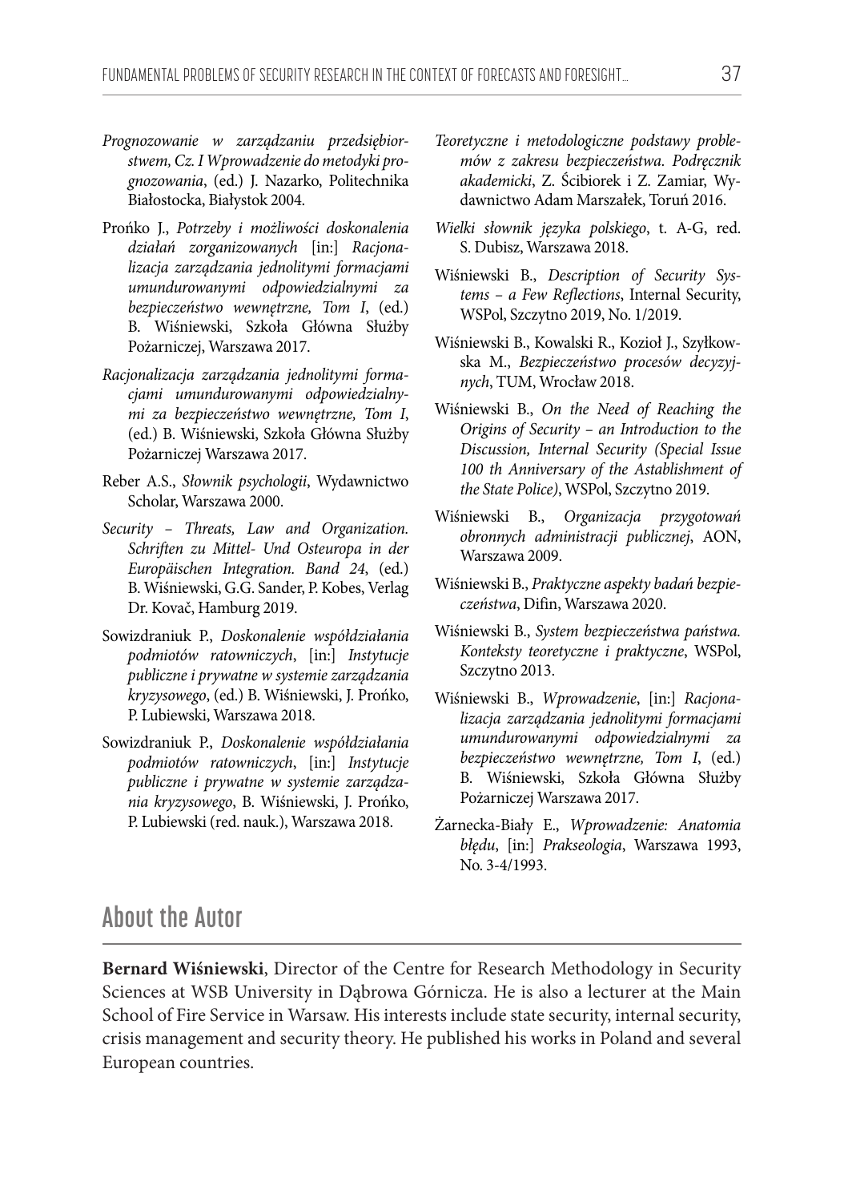*Prognozowanie w zarządzaniu przedsiębiorstwem, Cz. I Wprowadzenie do metodyki prognozowania*, (ed.) J. Nazarko, Politechnika Białostocka, Białystok 2004.

Prońko J., *Potrzeby i możliwości doskonalenia działań zorganizowanych* [in:] *Racjonalizacja zarządzania jednolitymi formacjami umundurowanymi odpowiedzialnymi za bezpieczeństwo wewnętrzne, Tom I*, (ed.) B. Wiśniewski, Szkoła Główna Służby Pożarniczej, Warszawa 2017.

*Racjonalizacja zarządzania jednolitymi formacjami umundurowanymi odpowiedzialnymi za bezpieczeństwo wewnętrzne, Tom I*, (ed.) B. Wiśniewski, Szkoła Główna Służby Pożarniczej Warszawa 2017.

Reber A.S., *Słownik psychologii*, Wydawnictwo Scholar, Warszawa 2000.

*Security – Threats, Law and Organization. Schriften zu Mittel- Und Osteuropa in der Europäischen Integration. Band 24*, (ed.) B. Wiśniewski, G.G. Sander, P. Kobes, Verlag Dr. Kovač, Hamburg 2019.

Sowizdraniuk P., *Doskonalenie współdziałania podmiotów ratowniczych*, [in:] *Instytucje publiczne i prywatne w systemie zarządzania kryzysowego*, (ed.) B. Wiśniewski, J. Prońko, P. Lubiewski, Warszawa 2018.

Sowizdraniuk P., *Doskonalenie współdziałania podmiotów ratowniczych*, [in:] *Instytucje publiczne i prywatne w systemie zarządzania kryzysowego*, B. Wiśniewski, J. Prońko, P. Lubiewski (red. nauk.), Warszawa 2018.

*Teoretyczne i metodologiczne podstawy problemów z zakresu bezpieczeństwa. Podręcznik akademicki*, Z. Ścibiorek i Z. Zamiar, Wydawnictwo Adam Marszałek, Toruń 2016.

*Wielki słownik języka polskiego*, t. A-G, red. S. Dubisz, Warszawa 2018.

Wiśniewski B., *Description of Security Systems – a Few Reflections*, Internal Security, WSPol, Szczytno 2019, No. 1/2019.

Wiśniewski B., Kowalski R., Kozioł J., Szyłkowska M., *Bezpieczeństwo procesów decyzyjnych*, TUM, Wrocław 2018.

Wiśniewski B., *On the Need of Reaching the Origins of Security – an Introduction to the Discussion, Internal Security (Special Issue 100 th Anniversary of the Astablishment of the State Police)*, WSPol, Szczytno 2019.

Wiśniewski B., *Organizacja przygotowań obronnych administracji publicznej*, AON, Warszawa 2009.

Wiśniewski B., *Praktyczne aspekty badań bezpieczeństwa*, Difin, Warszawa 2020.

Wiśniewski B., *System bezpieczeństwa państwa. Konteksty teoretyczne i praktyczne*, WSPol, Szczytno 2013.

Wiśniewski B., *Wprowadzenie*, [in:] *Racjonalizacja zarządzania jednolitymi formacjami umundurowanymi odpowiedzialnymi za bezpieczeństwo wewnętrzne, Tom I*, (ed.) B. Wiśniewski, Szkoła Główna Służby Pożarniczej Warszawa 2017.

Żarnecka-Biały E., *Wprowadzenie: Anatomia błędu*, [in:] *Prakseologia*, Warszawa 1993, No. 3-4/1993.

## About the Autor

**Bernard Wiśniewski**, Director of the Centre for Research Methodology in Security Sciences at WSB University in Dąbrowa Górnicza. He is also a lecturer at the Main School of Fire Service in Warsaw. His interests include state security, internal security, crisis management and security theory. He published his works in Poland and several European countries.